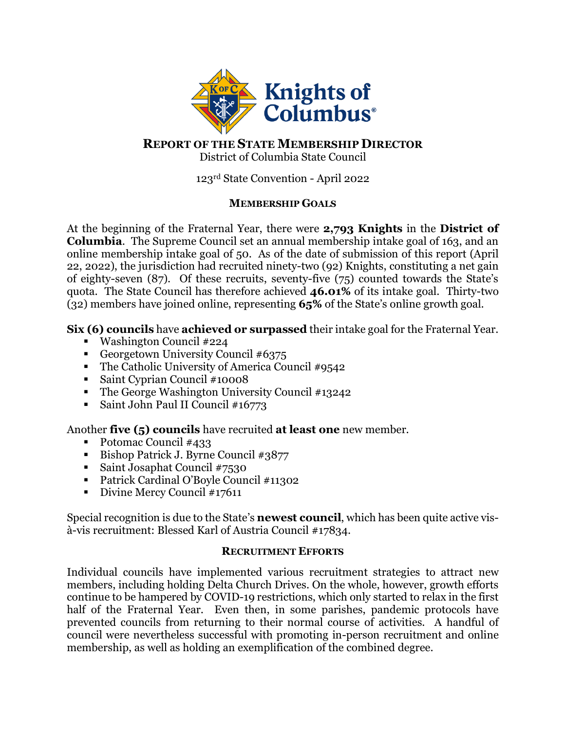# REPORT OF THE STATE MEMBERSHIP DIRECTOR

District of Columbia State Council

123rd State Convention - April 2022

## MEMBERSHIP GOALS

At the beginning of the Fraternal Year, there were **2,793 Knights** in the **District of Columbia**. The Supreme Council set an annual membership intake goal of 163, and an online membership intake goal of 50. As of the date of submission of this report (April 22, 2022), the jurisdiction had recruited ninety-two (92) Knights, constituting a net gain of eighty-seven (87). Of these recruits, seventy-five (75) counted towards the State's quota. The State Council has therefore achieved **46.01%** of its intake goal. Thirty-two (32) members have joined online, representing **65%** of the State's online growth goal.

**Six (6) councils** have **achieved or surpassed** their intake goal for the Fraternal Year.

- Washington Council #224
- Georgetown University Council #6375
- The Catholic University of America Council #9542
- Saint Cyprian Council #10008
- The George Washington University Council #13242
- Saint John Paul II Council #16773

Another **five (5) councils** have recruited **at least one** new member.

- Potomac Council #433
- Bishop Patrick J. Byrne Council #3877
- Saint Josaphat Council #7530
- Patrick Cardinal O'Boyle Council #11302
- Divine Mercy Council #17611

Special recognition is due to the State's **newest council**, which has been quite active vis-à-vis recruitment: Blessed Karl of Austria Council #17834.

## RECRUITMENT EFFORTS

Individual councils have implemented various recruitment strategies to attract new members, including holding Delta Church Drives. On the whole, however, growth efforts continue to be hampered by COVID-19 restrictions, which only started to relax in the first half of the Fraternal Year. Even then, in some parishes, pandemic protocols have prevented councils from returning to their normal course of activities. A handful of council were nevertheless successful with promoting in-person recruitment and online membership, as well as holding an exemplification of the combined degree.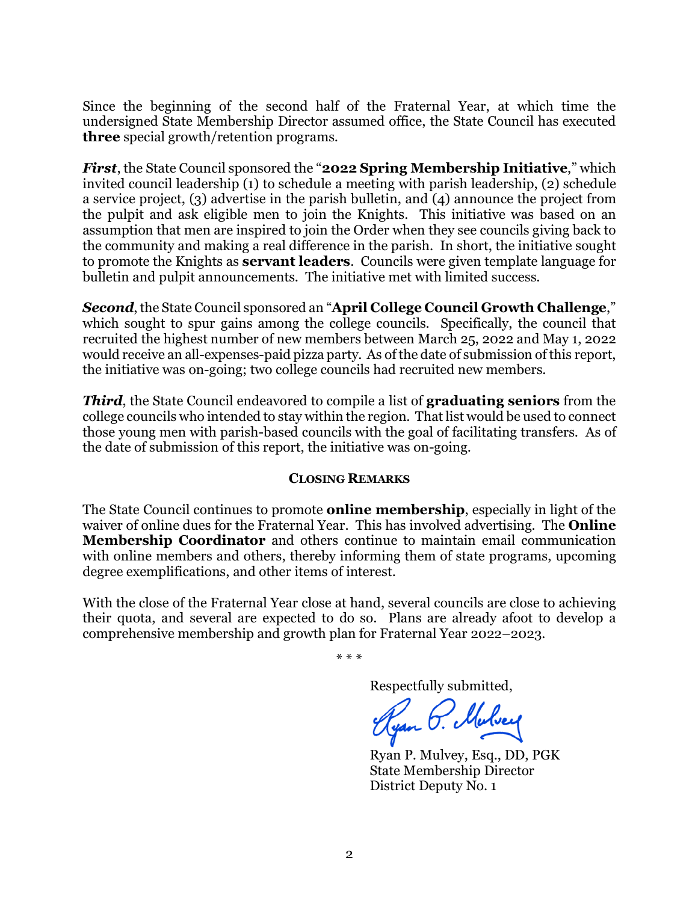Since the beginning of the second half of the Fraternal Year, at which time the undersigned State Membership Director assumed office, the State Council has executed **three** special growth/retention programs.

***First***, the State Council sponsored the "**2022 Spring Membership Initiative**," which invited council leadership (1) to schedule a meeting with parish leadership, (2) schedule a service project, (3) advertise in the parish bulletin, and (4) announce the project from the pulpit and ask eligible men to join the Knights. This initiative was based on an assumption that men are inspired to join the Order when they see councils giving back to the community and making a real difference in the parish. In short, the initiative sought to promote the Knights as **servant leaders**. Councils were given template language for bulletin and pulpit announcements. The initiative met with limited success.

***Second***, the State Council sponsored an "**April College Council Growth Challenge**," which sought to spur gains among the college councils. Specifically, the council that recruited the highest number of new members between March 25, 2022 and May 1, 2022 would receive an all-expenses-paid pizza party. As of the date of submission of this report, the initiative was on-going; two college councils had recruited new members.

***Third***, the State Council endeavored to compile a list of **graduating seniors** from the college councils who intended to stay within the region. That list would be used to connect those young men with parish-based councils with the goal of facilitating transfers. As of the date of submission of this report, the initiative was on-going.

## CLOSING REMARKS

The State Council continues to promote **online membership**, especially in light of the waiver of online dues for the Fraternal Year. This has involved advertising. The **Online Membership Coordinator** and others continue to maintain email communication with online members and others, thereby informing them of state programs, upcoming degree exemplifications, and other items of interest.

With the close of the Fraternal Year close at hand, several councils are close to achieving their quota, and several are expected to do so. Plans are already afoot to develop a comprehensive membership and growth plan for Fraternal Year 2022–2023.

\* \* \*

Respectfully submitted,

Ryan P. Mulvey, Esq., DD, PGK
State Membership Director
District Deputy No. 1